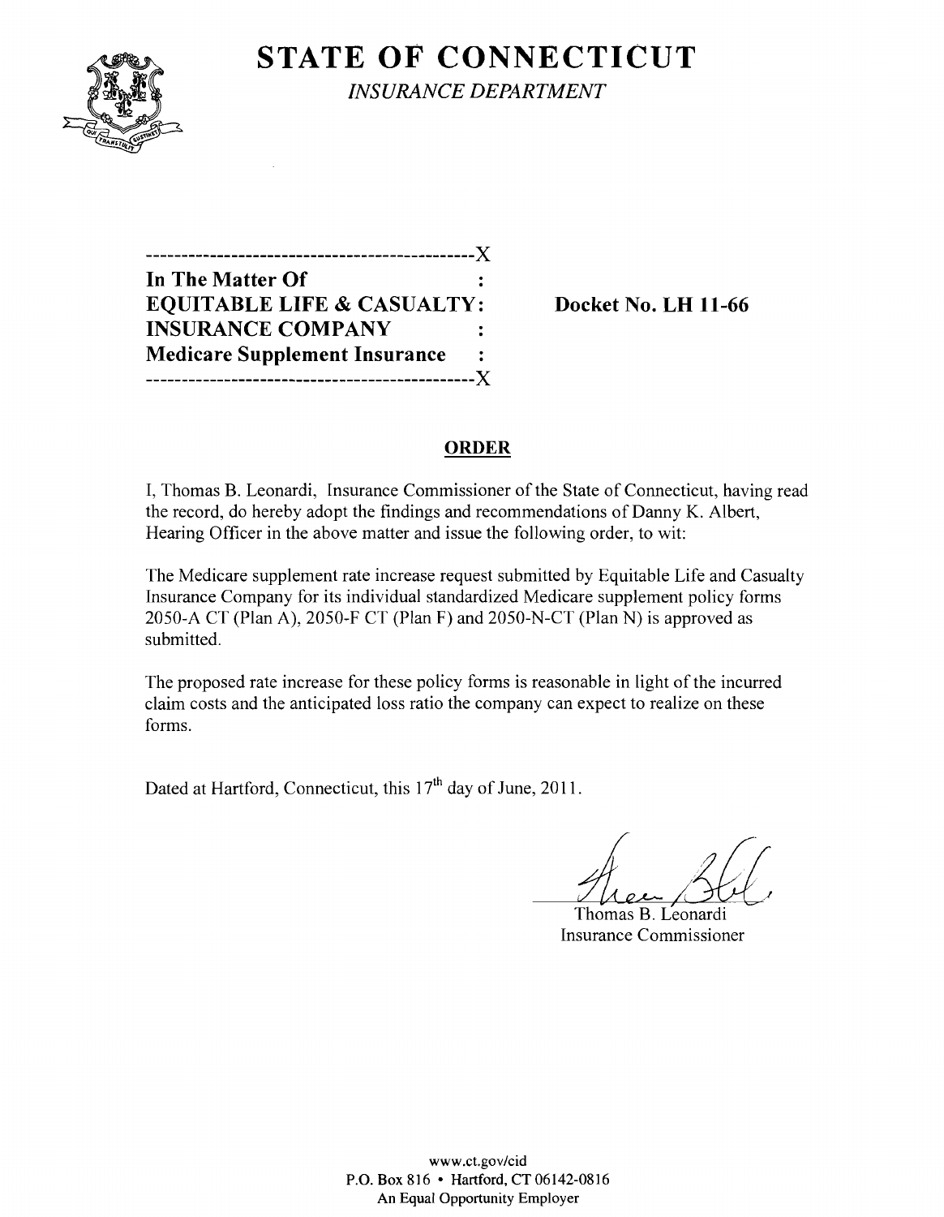# STATE OF CONNECTICUT

*INSURANCE DEPARTMENT*

---------------------------------------------X

**In The Matter Of :**
**EQUITABLE LIFE & CASUALTY:**
**INSURANCE COMPANY :**
**Medicare Supplement Insurance :**

---------------------------------------------X

**Docket No. LH 11-66**

## ORDER

I, Thomas B. Leonardi, Insurance Commissioner of the State of Connecticut, having read the record, do hereby adopt the findings and recommendations of Danny K. Albert, Hearing Officer in the above matter and issue the following order, to wit:

The Medicare supplement rate increase request submitted by Equitable Life and Casualty Insurance Company for its individual standardized Medicare supplement policy forms 2050-A CT (Plan A), 2050-F CT (Plan F) and 2050-N-CT (Plan N) is approved as submitted.

The proposed rate increase for these policy forms is reasonable in light of the incurred claim costs and the anticipated loss ratio the company can expect to realize on these forms.

Dated at Hartford, Connecticut, this 17th day of June, 2011.

Thomas B. Leonardi
Insurance Commissioner

www.ct.gov/cid
P.O. Box 816 • Hartford, CT 06142-0816
An Equal Opportunity Employer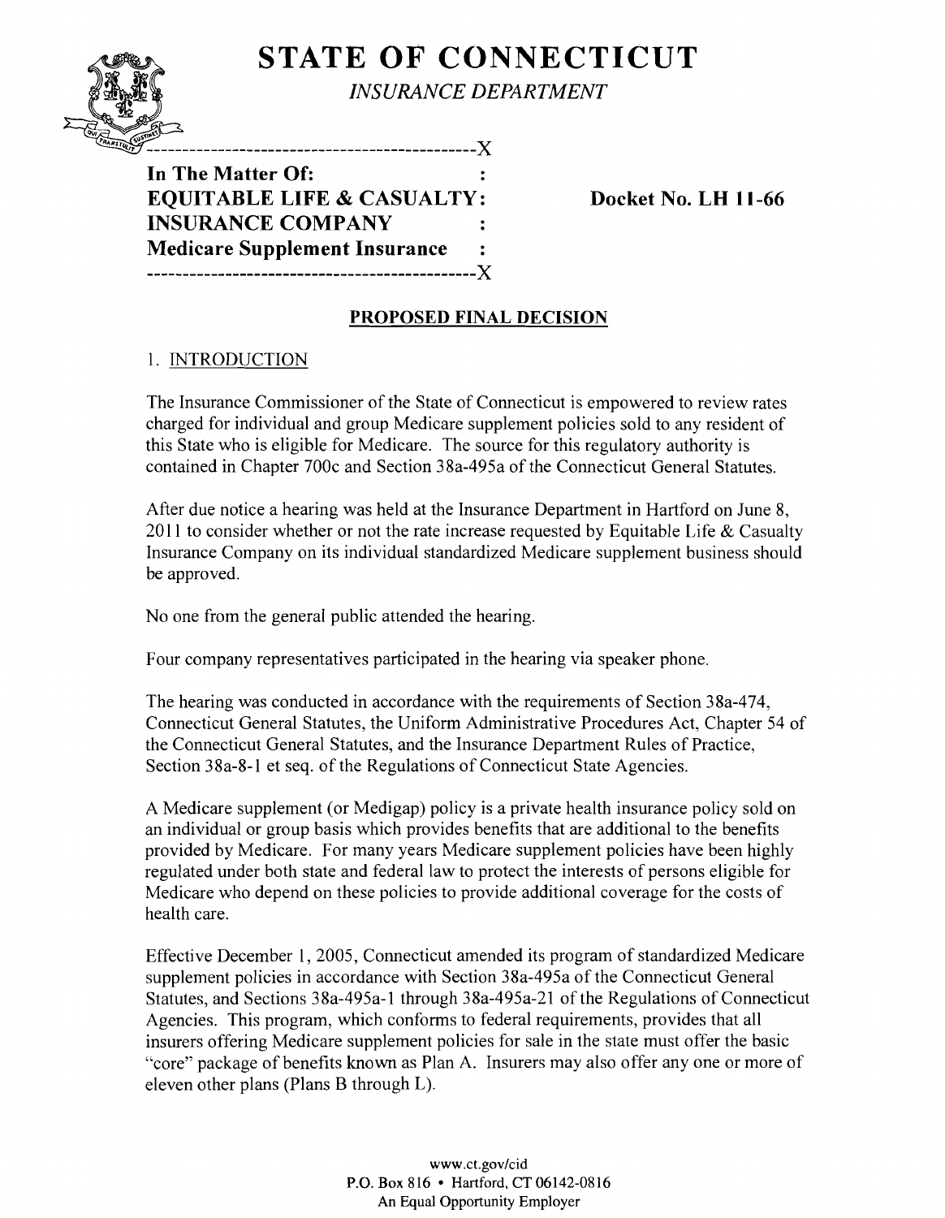# STATE OF CONNECTICUT

*INSURANCE DEPARTMENT*

```
---------------------------------------------X
In The Matter Of:                            :
EQUITABLE LIFE & CASUALTY:                   :     Docket No. LH 11-66
INSURANCE COMPANY                            :
Medicare Supplement Insurance                :
---------------------------------------------X
```

**In The Matter Of:**
**EQUITABLE LIFE & CASUALTY INSURANCE COMPANY**
**Medicare Supplement Insurance**

**Docket No. LH 11-66**

## PROPOSED FINAL DECISION

### 1. INTRODUCTION

The Insurance Commissioner of the State of Connecticut is empowered to review rates charged for individual and group Medicare supplement policies sold to any resident of this State who is eligible for Medicare. The source for this regulatory authority is contained in Chapter 700c and Section 38a-495a of the Connecticut General Statutes.

After due notice a hearing was held at the Insurance Department in Hartford on June 8, 2011 to consider whether or not the rate increase requested by Equitable Life & Casualty Insurance Company on its individual standardized Medicare supplement business should be approved.

No one from the general public attended the hearing.

Four company representatives participated in the hearing via speaker phone.

The hearing was conducted in accordance with the requirements of Section 38a-474, Connecticut General Statutes, the Uniform Administrative Procedures Act, Chapter 54 of the Connecticut General Statutes, and the Insurance Department Rules of Practice, Section 38a-8-1 et seq. of the Regulations of Connecticut State Agencies.

A Medicare supplement (or Medigap) policy is a private health insurance policy sold on an individual or group basis which provides benefits that are additional to the benefits provided by Medicare. For many years Medicare supplement policies have been highly regulated under both state and federal law to protect the interests of persons eligible for Medicare who depend on these policies to provide additional coverage for the costs of health care.

Effective December 1, 2005, Connecticut amended its program of standardized Medicare supplement policies in accordance with Section 38a-495a of the Connecticut General Statutes, and Sections 38a-495a-1 through 38a-495a-21 of the Regulations of Connecticut Agencies. This program, which conforms to federal requirements, provides that all insurers offering Medicare supplement policies for sale in the state must offer the basic "core" package of benefits known as Plan A. Insurers may also offer any one or more of eleven other plans (Plans B through L).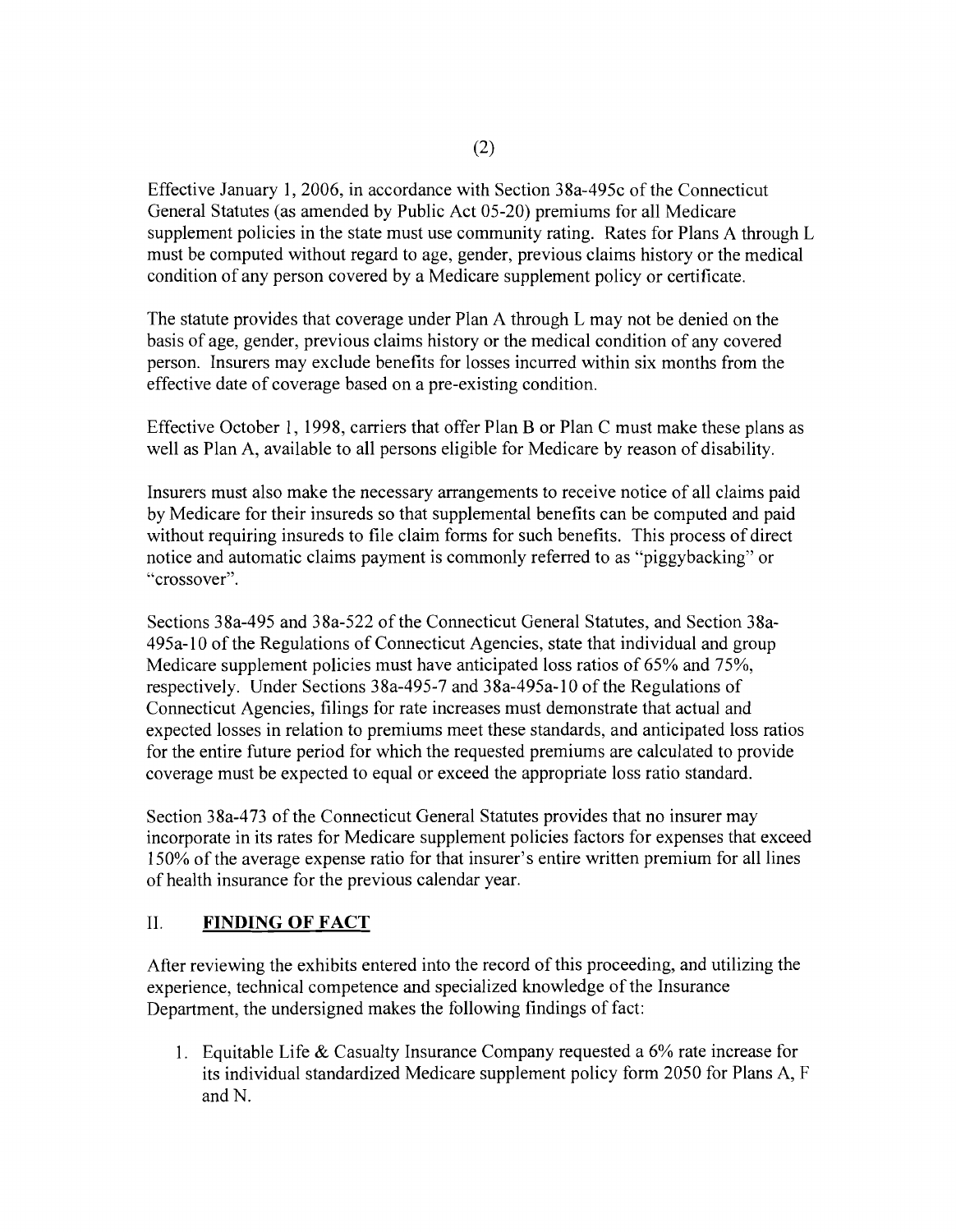Effective January 1, 2006, in accordance with Section 38a-495c of the Connecticut General Statutes (as amended by Public Act 05-20) premiums for all Medicare supplement policies in the state must use community rating. Rates for Plans A through L must be computed without regard to age, gender, previous claims history or the medical condition of any person covered by a Medicare supplement policy or certificate.

The statute provides that coverage under Plan A through L may not be denied on the basis of age, gender, previous claims history or the medical condition of any covered person. Insurers may exclude benefits for losses incurred within six months from the effective date of coverage based on a pre-existing condition.

Effective October 1, 1998, carriers that offer Plan B or Plan C must make these plans as well as Plan A, available to all persons eligible for Medicare by reason of disability.

Insurers must also make the necessary arrangements to receive notice of all claims paid by Medicare for their insureds so that supplemental benefits can be computed and paid without requiring insureds to file claim forms for such benefits. This process of direct notice and automatic claims payment is commonly referred to as "piggybacking" or "crossover".

Sections 38a-495 and 38a-522 of the Connecticut General Statutes, and Section 38a-495a-10 of the Regulations of Connecticut Agencies, state that individual and group Medicare supplement policies must have anticipated loss ratios of 65% and 75%, respectively. Under Sections 38a-495-7 and 38a-495a-10 of the Regulations of Connecticut Agencies, filings for rate increases must demonstrate that actual and expected losses in relation to premiums meet these standards, and anticipated loss ratios for the entire future period for which the requested premiums are calculated to provide coverage must be expected to equal or exceed the appropriate loss ratio standard.

Section 38a-473 of the Connecticut General Statutes provides that no insurer may incorporate in its rates for Medicare supplement policies factors for expenses that exceed 150% of the average expense ratio for that insurer's entire written premium for all lines of health insurance for the previous calendar year.

## II. FINDING OF FACT

After reviewing the exhibits entered into the record of this proceeding, and utilizing the experience, technical competence and specialized knowledge of the Insurance Department, the undersigned makes the following findings of fact:

1. Equitable Life & Casualty Insurance Company requested a 6% rate increase for its individual standardized Medicare supplement policy form 2050 for Plans A, F and N.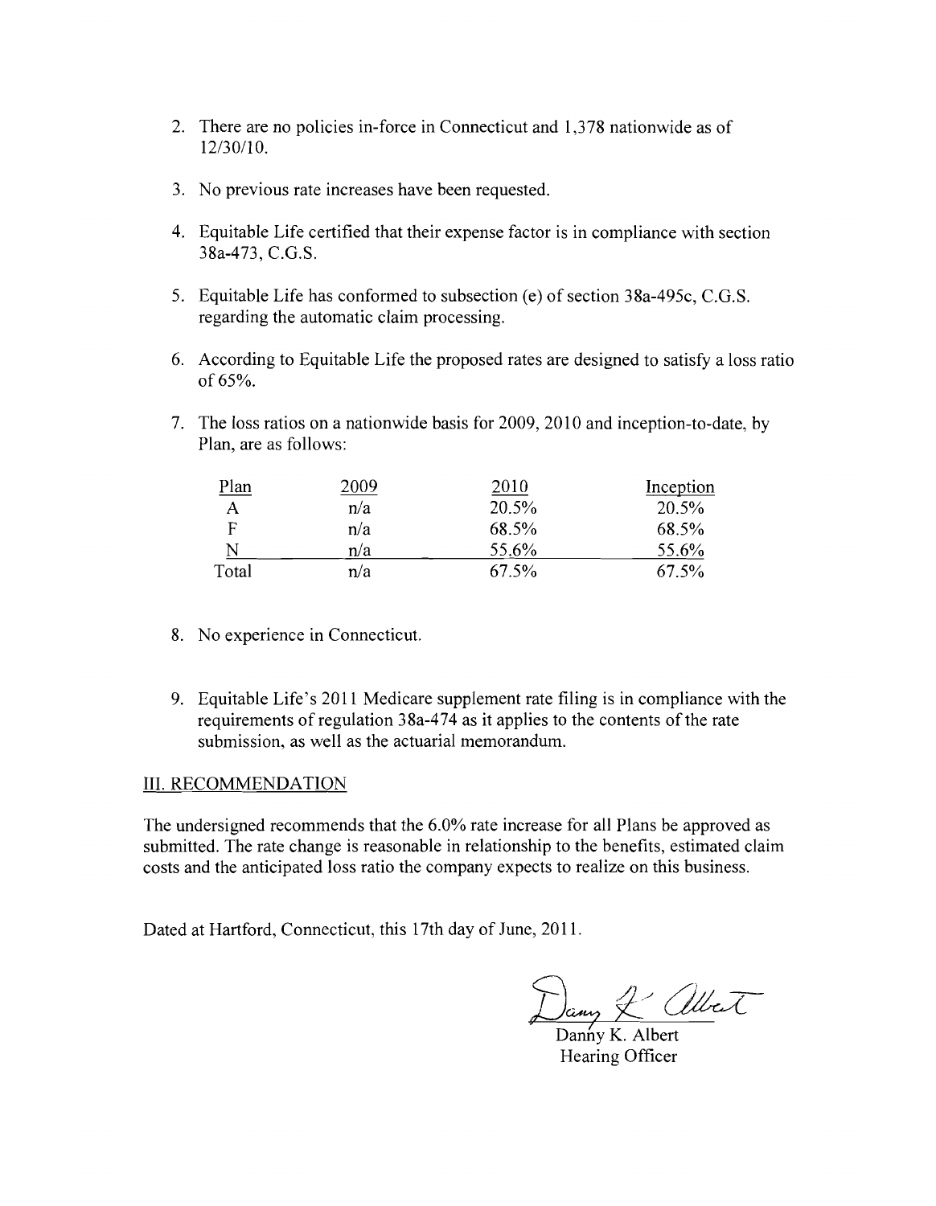2. There are no policies in-force in Connecticut and 1,378 nationwide as of 12/30/10.

3. No previous rate increases have been requested.

4. Equitable Life certified that their expense factor is in compliance with section 38a-473, C.G.S.

5. Equitable Life has conformed to subsection (e) of section 38a-495c, C.G.S. regarding the automatic claim processing.

6. According to Equitable Life the proposed rates are designed to satisfy a loss ratio of 65%.

7. The loss ratios on a nationwide basis for 2009, 2010 and inception-to-date, by Plan, are as follows:

| Plan | 2009 | 2010 | Inception |
|---|---|---|---|
| A | n/a | 20.5% | 20.5% |
| F | n/a | 68.5% | 68.5% |
| N | n/a | 55.6% | 55.6% |
| Total | n/a | 67.5% | 67.5% |

8. No experience in Connecticut.

9. Equitable Life's 2011 Medicare supplement rate filing is in compliance with the requirements of regulation 38a-474 as it applies to the contents of the rate submission, as well as the actuarial memorandum.

## III. RECOMMENDATION

The undersigned recommends that the 6.0% rate increase for all Plans be approved as submitted. The rate change is reasonable in relationship to the benefits, estimated claim costs and the anticipated loss ratio the company expects to realize on this business.

Dated at Hartford, Connecticut, this 17th day of June, 2011.

Danny K. Albert
Hearing Officer